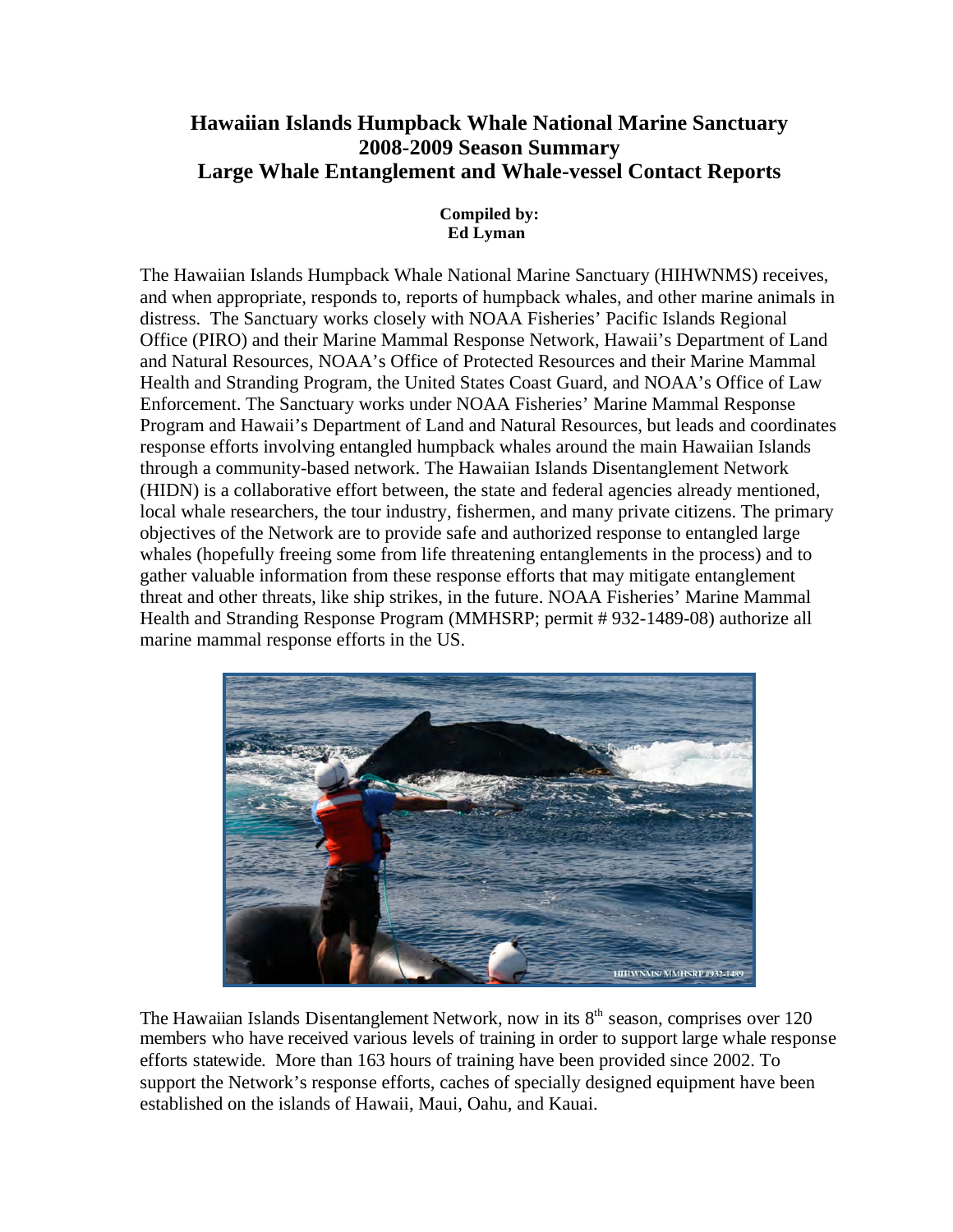# Hawaiian Islands Humpback Whale National Marine Sanctuary 2008-2009 Season Summary Large Whale Entanglement and Whale-vessel Contact Reports

**Compiled by:**
**Ed Lyman**

The Hawaiian Islands Humpback Whale National Marine Sanctuary (HIHWNMS) receives, and when appropriate, responds to, reports of humpback whales, and other marine animals in distress. The Sanctuary works closely with NOAA Fisheries' Pacific Islands Regional Office (PIRO) and their Marine Mammal Response Network, Hawaii's Department of Land and Natural Resources, NOAA's Office of Protected Resources and their Marine Mammal Health and Stranding Program, the United States Coast Guard, and NOAA's Office of Law Enforcement. The Sanctuary works under NOAA Fisheries' Marine Mammal Response Program and Hawaii's Department of Land and Natural Resources, but leads and coordinates response efforts involving entangled humpback whales around the main Hawaiian Islands through a community-based network. The Hawaiian Islands Disentanglement Network (HIDN) is a collaborative effort between, the state and federal agencies already mentioned, local whale researchers, the tour industry, fishermen, and many private citizens. The primary objectives of the Network are to provide safe and authorized response to entangled large whales (hopefully freeing some from life threatening entanglements in the process) and to gather valuable information from these response efforts that may mitigate entanglement threat and other threats, like ship strikes, in the future. NOAA Fisheries' Marine Mammal Health and Stranding Response Program (MMHSRP; permit # 932-1489-08) authorize all marine mammal response efforts in the US.

The Hawaiian Islands Disentanglement Network, now in its 8th season, comprises over 120 members who have received various levels of training in order to support large whale response efforts statewide. More than 163 hours of training have been provided since 2002. To support the Network's response efforts, caches of specially designed equipment have been established on the islands of Hawaii, Maui, Oahu, and Kauai.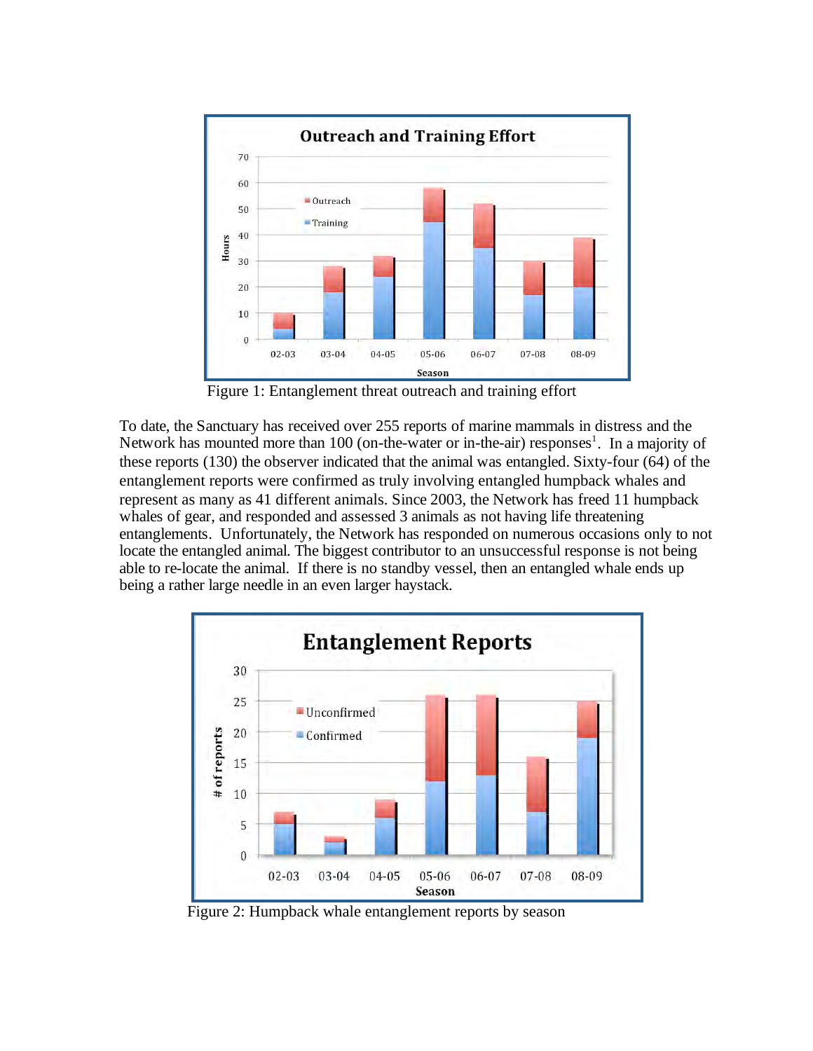Figure 1: Entanglement threat outreach and training effort

To date, the Sanctuary has received over 255 reports of marine mammals in distress and the Network has mounted more than 100 (on-the-water or in-the-air) responses[1]. In a majority of these reports (130) the observer indicated that the animal was entangled. Sixty-four (64) of the entanglement reports were confirmed as truly involving entangled humpback whales and represent as many as 41 different animals. Since 2003, the Network has freed 11 humpback whales of gear, and responded and assessed 3 animals as not having life threatening entanglements. Unfortunately, the Network has responded on numerous occasions only to not locate the entangled animal. The biggest contributor to an unsuccessful response is not being able to re-locate the animal. If there is no standby vessel, then an entangled whale ends up being a rather large needle in an even larger haystack.

Figure 2: Humpback whale entanglement reports by season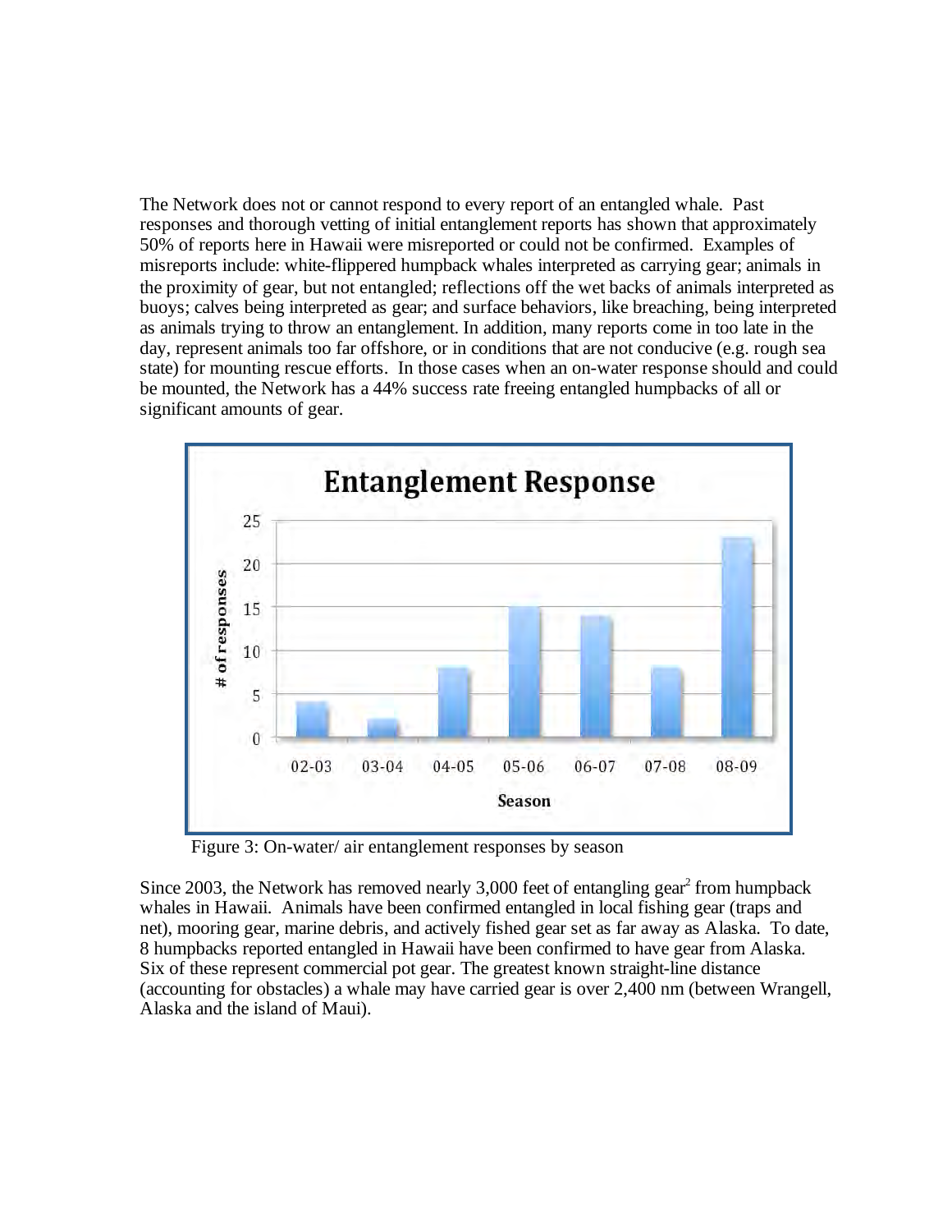The Network does not or cannot respond to every report of an entangled whale. Past responses and thorough vetting of initial entanglement reports has shown that approximately 50% of reports here in Hawaii were misreported or could not be confirmed. Examples of misreports include: white-flippered humpback whales interpreted as carrying gear; animals in the proximity of gear, but not entangled; reflections off the wet backs of animals interpreted as buoys; calves being interpreted as gear; and surface behaviors, like breaching, being interpreted as animals trying to throw an entanglement. In addition, many reports come in too late in the day, represent animals too far offshore, or in conditions that are not conducive (e.g. rough sea state) for mounting rescue efforts. In those cases when an on-water response should and could be mounted, the Network has a 44% success rate freeing entangled humpbacks of all or significant amounts of gear.

Figure 3: On-water/ air entanglement responses by season

Since 2003, the Network has removed nearly 3,000 feet of entangling gear[2] from humpback whales in Hawaii. Animals have been confirmed entangled in local fishing gear (traps and net), mooring gear, marine debris, and actively fished gear set as far away as Alaska. To date, 8 humpbacks reported entangled in Hawaii have been confirmed to have gear from Alaska. Six of these represent commercial pot gear. The greatest known straight-line distance (accounting for obstacles) a whale may have carried gear is over 2,400 nm (between Wrangell, Alaska and the island of Maui).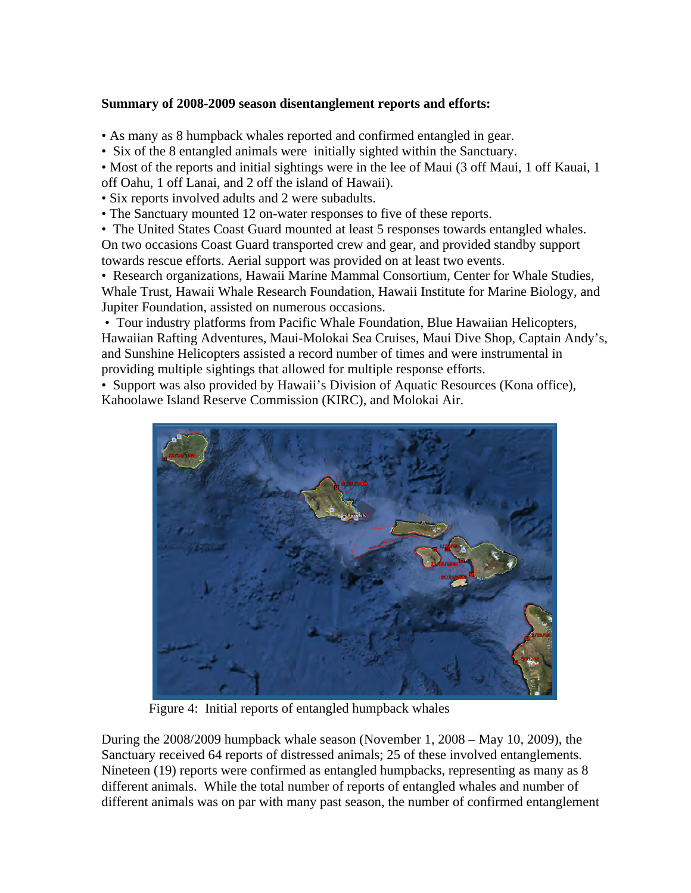**Summary of 2008-2009 season disentanglement reports and efforts:**

- As many as 8 humpback whales reported and confirmed entangled in gear.
- Six of the 8 entangled animals were initially sighted within the Sanctuary.
- Most of the reports and initial sightings were in the lee of Maui (3 off Maui, 1 off Kauai, 1 off Oahu, 1 off Lanai, and 2 off the island of Hawaii).
- Six reports involved adults and 2 were subadults.
- The Sanctuary mounted 12 on-water responses to five of these reports.
- The United States Coast Guard mounted at least 5 responses towards entangled whales. On two occasions Coast Guard transported crew and gear, and provided standby support towards rescue efforts. Aerial support was provided on at least two events.
- Research organizations, Hawaii Marine Mammal Consortium, Center for Whale Studies, Whale Trust, Hawaii Whale Research Foundation, Hawaii Institute for Marine Biology, and Jupiter Foundation, assisted on numerous occasions.
- Tour industry platforms from Pacific Whale Foundation, Blue Hawaiian Helicopters, Hawaiian Rafting Adventures, Maui-Molokai Sea Cruises, Maui Dive Shop, Captain Andy's, and Sunshine Helicopters assisted a record number of times and were instrumental in providing multiple sightings that allowed for multiple response efforts.
- Support was also provided by Hawaii's Division of Aquatic Resources (Kona office), Kahoolawe Island Reserve Commission (KIRC), and Molokai Air.

Figure 4: Initial reports of entangled humpback whales

During the 2008/2009 humpback whale season (November 1, 2008 – May 10, 2009), the Sanctuary received 64 reports of distressed animals; 25 of these involved entanglements. Nineteen (19) reports were confirmed as entangled humpbacks, representing as many as 8 different animals. While the total number of reports of entangled whales and number of different animals was on par with many past season, the number of confirmed entanglement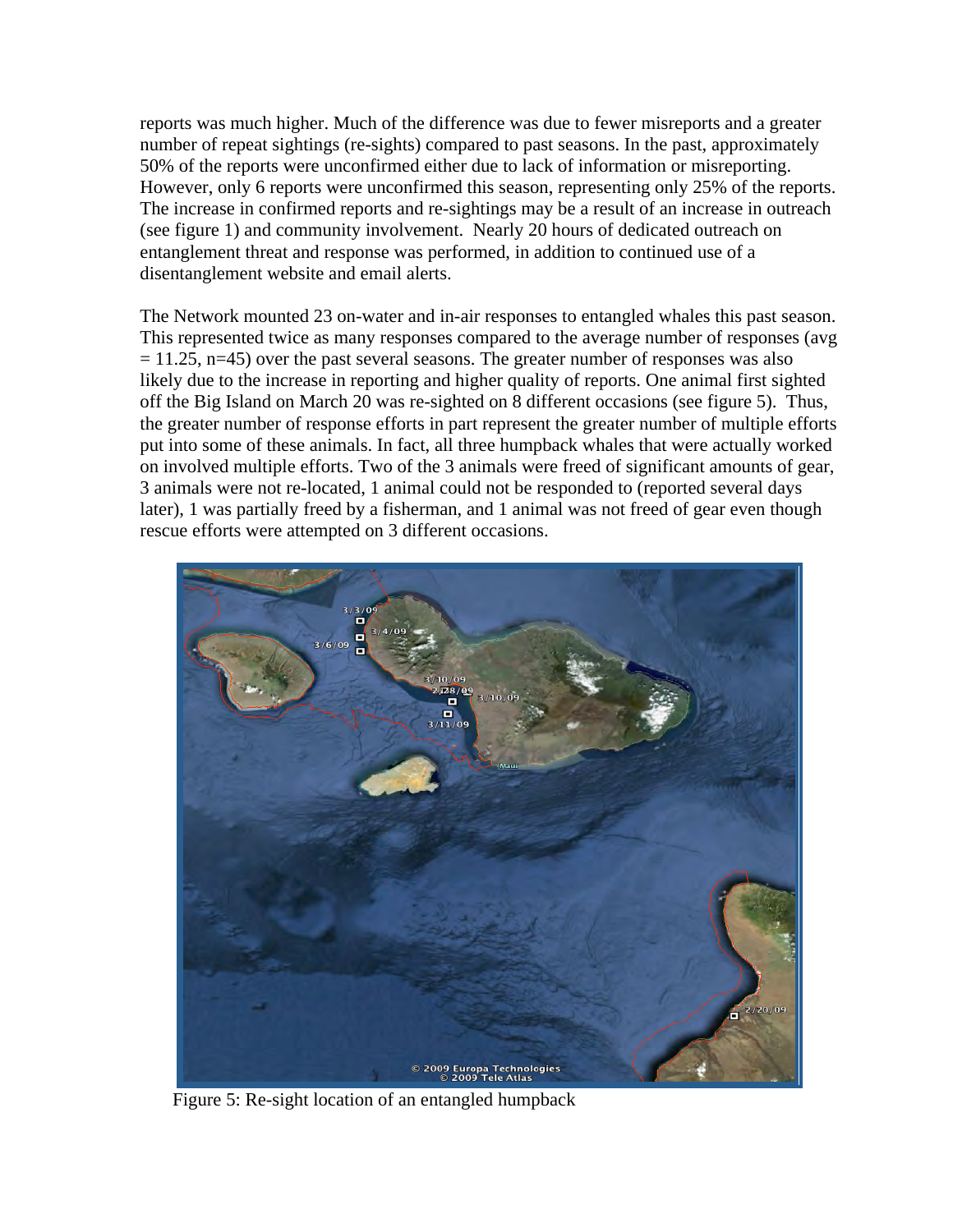reports was much higher. Much of the difference was due to fewer misreports and a greater number of repeat sightings (re-sights) compared to past seasons. In the past, approximately 50% of the reports were unconfirmed either due to lack of information or misreporting. However, only 6 reports were unconfirmed this season, representing only 25% of the reports. The increase in confirmed reports and re-sightings may be a result of an increase in outreach (see figure 1) and community involvement. Nearly 20 hours of dedicated outreach on entanglement threat and response was performed, in addition to continued use of a disentanglement website and email alerts.

The Network mounted 23 on-water and in-air responses to entangled whales this past season. This represented twice as many responses compared to the average number of responses (avg = 11.25, n=45) over the past several seasons. The greater number of responses was also likely due to the increase in reporting and higher quality of reports. One animal first sighted off the Big Island on March 20 was re-sighted on 8 different occasions (see figure 5). Thus, the greater number of response efforts in part represent the greater number of multiple efforts put into some of these animals. In fact, all three humpback whales that were actually worked on involved multiple efforts. Two of the 3 animals were freed of significant amounts of gear, 3 animals were not re-located, 1 animal could not be responded to (reported several days later), 1 was partially freed by a fisherman, and 1 animal was not freed of gear even though rescue efforts were attempted on 3 different occasions.

Figure 5: Re-sight location of an entangled humpback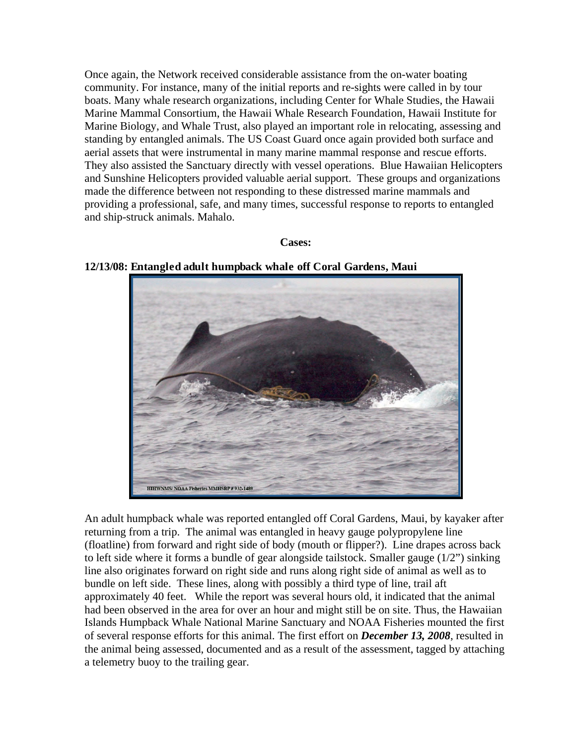Once again, the Network received considerable assistance from the on-water boating community. For instance, many of the initial reports and re-sights were called in by tour boats. Many whale research organizations, including Center for Whale Studies, the Hawaii Marine Mammal Consortium, the Hawaii Whale Research Foundation, Hawaii Institute for Marine Biology, and Whale Trust, also played an important role in relocating, assessing and standing by entangled animals. The US Coast Guard once again provided both surface and aerial assets that were instrumental in many marine mammal response and rescue efforts. They also assisted the Sanctuary directly with vessel operations. Blue Hawaiian Helicopters and Sunshine Helicopters provided valuable aerial support. These groups and organizations made the difference between not responding to these distressed marine mammals and providing a professional, safe, and many times, successful response to reports to entangled and ship-struck animals. Mahalo.

**Cases:**

**12/13/08: Entangled adult humpback whale off Coral Gardens, Maui**

HIHWNMS/ NOAA Fisheries MMHSRP # 932-1489

An adult humpback whale was reported entangled off Coral Gardens, Maui, by kayaker after returning from a trip. The animal was entangled in heavy gauge polypropylene line (floatline) from forward and right side of body (mouth or flipper?). Line drapes across back to left side where it forms a bundle of gear alongside tailstock. Smaller gauge (1/2") sinking line also originates forward on right side and runs along right side of animal as well as to bundle on left side. These lines, along with possibly a third type of line, trail aft approximately 40 feet. While the report was several hours old, it indicated that the animal had been observed in the area for over an hour and might still be on site. Thus, the Hawaiian Islands Humpback Whale National Marine Sanctuary and NOAA Fisheries mounted the first of several response efforts for this animal. The first effort on ***December 13, 2008***, resulted in the animal being assessed, documented and as a result of the assessment, tagged by attaching a telemetry buoy to the trailing gear.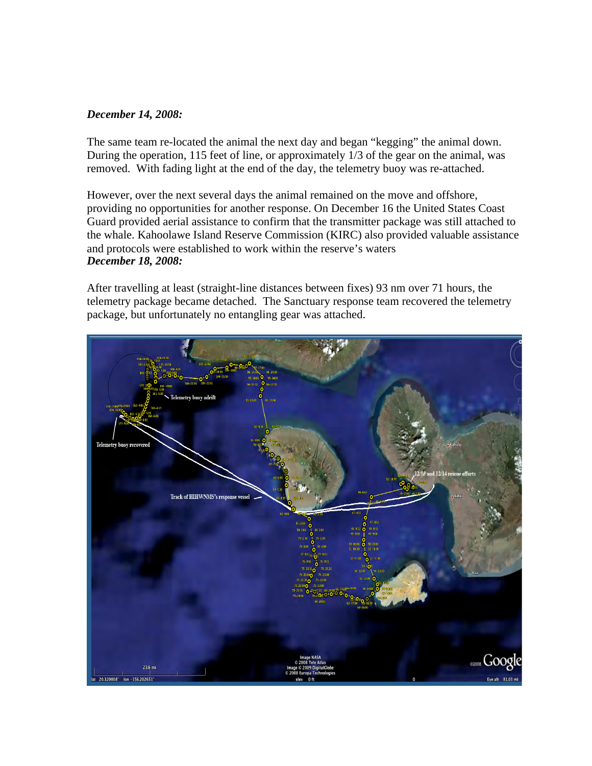***December 14, 2008:***

The same team re-located the animal the next day and began "kegging" the animal down. During the operation, 115 feet of line, or approximately 1/3 of the gear on the animal, was removed. With fading light at the end of the day, the telemetry buoy was re-attached.

However, over the next several days the animal remained on the move and offshore, providing no opportunities for another response. On December 16 the United States Coast Guard provided aerial assistance to confirm that the transmitter package was still attached to the whale. Kahoolawe Island Reserve Commission (KIRC) also provided valuable assistance and protocols were established to work within the reserve's waters

***December 18, 2008:***

After travelling at least (straight-line distances between fixes) 93 nm over 71 hours, the telemetry package became detached. The Sanctuary response team recovered the telemetry package, but unfortunately no entangling gear was attached.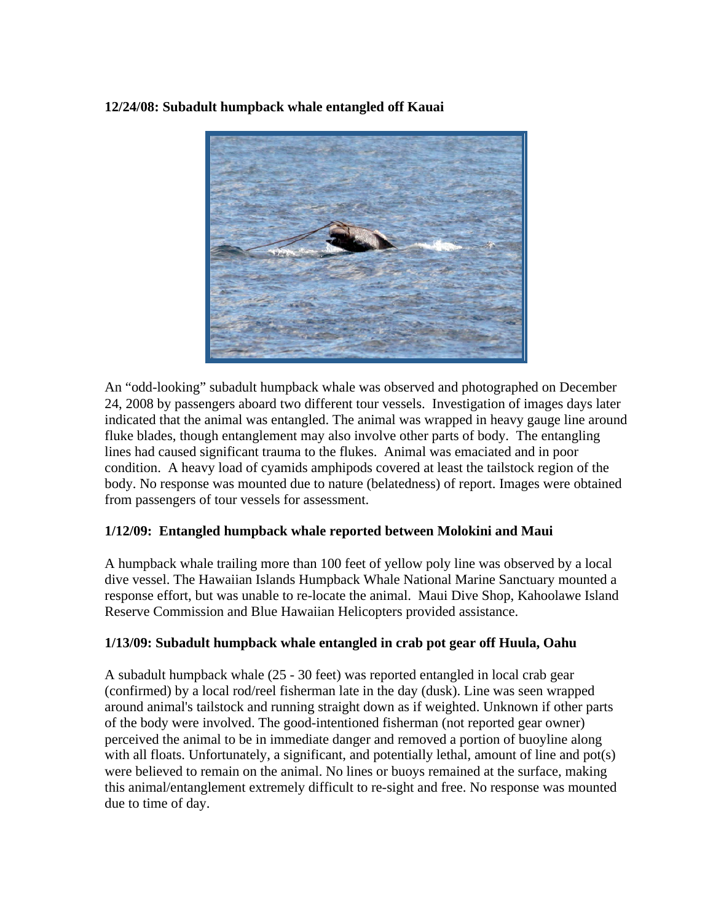**12/24/08: Subadult humpback whale entangled off Kauai**

An "odd-looking" subadult humpback whale was observed and photographed on December 24, 2008 by passengers aboard two different tour vessels. Investigation of images days later indicated that the animal was entangled. The animal was wrapped in heavy gauge line around fluke blades, though entanglement may also involve other parts of body. The entangling lines had caused significant trauma to the flukes. Animal was emaciated and in poor condition. A heavy load of cyamids amphipods covered at least the tailstock region of the body. No response was mounted due to nature (belatedness) of report. Images were obtained from passengers of tour vessels for assessment.

**1/12/09: Entangled humpback whale reported between Molokini and Maui**

A humpback whale trailing more than 100 feet of yellow poly line was observed by a local dive vessel. The Hawaiian Islands Humpback Whale National Marine Sanctuary mounted a response effort, but was unable to re-locate the animal. Maui Dive Shop, Kahoolawe Island Reserve Commission and Blue Hawaiian Helicopters provided assistance.

**1/13/09: Subadult humpback whale entangled in crab pot gear off Huula, Oahu**

A subadult humpback whale (25 - 30 feet) was reported entangled in local crab gear (confirmed) by a local rod/reel fisherman late in the day (dusk). Line was seen wrapped around animal's tailstock and running straight down as if weighted. Unknown if other parts of the body were involved. The good-intentioned fisherman (not reported gear owner) perceived the animal to be in immediate danger and removed a portion of buoyline along with all floats. Unfortunately, a significant, and potentially lethal, amount of line and pot(s) were believed to remain on the animal. No lines or buoys remained at the surface, making this animal/entanglement extremely difficult to re-sight and free. No response was mounted due to time of day.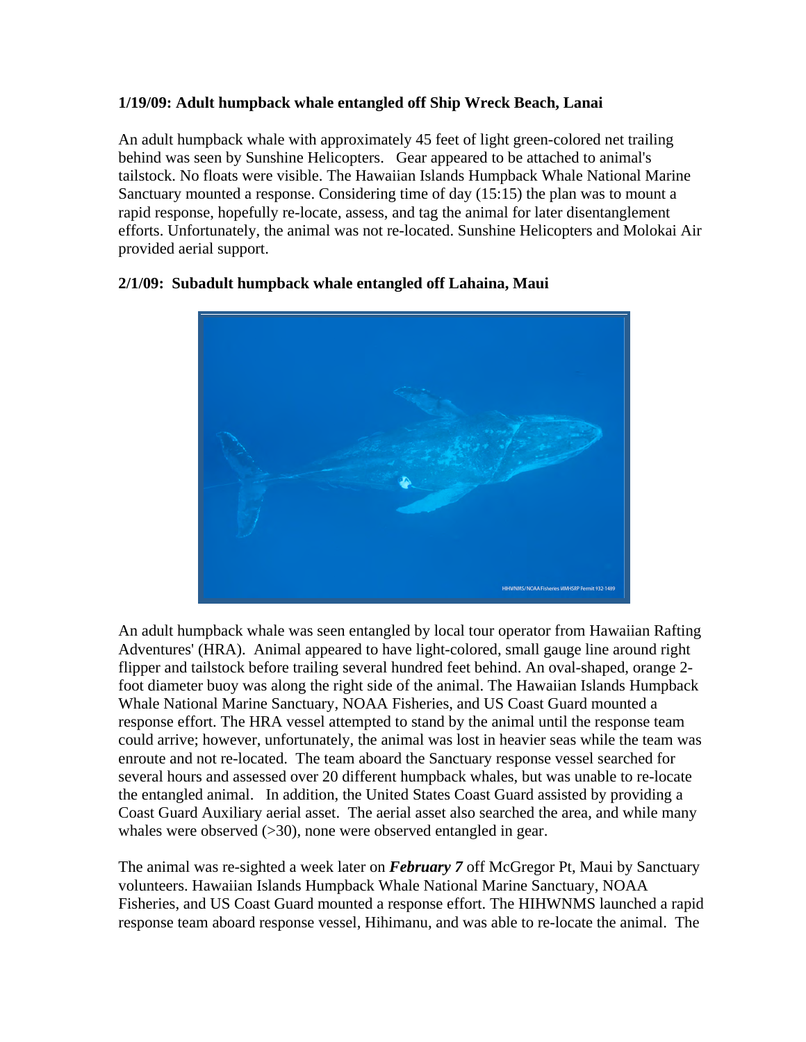**1/19/09: Adult humpback whale entangled off Ship Wreck Beach, Lanai**

An adult humpback whale with approximately 45 feet of light green-colored net trailing behind was seen by Sunshine Helicopters. Gear appeared to be attached to animal's tailstock. No floats were visible. The Hawaiian Islands Humpback Whale National Marine Sanctuary mounted a response. Considering time of day (15:15) the plan was to mount a rapid response, hopefully re-locate, assess, and tag the animal for later disentanglement efforts. Unfortunately, the animal was not re-located. Sunshine Helicopters and Molokai Air provided aerial support.

**2/1/09: Subadult humpback whale entangled off Lahaina, Maui**

HIHWNMS/NOAA Fisheries MMHSRP Permit 932-1489

An adult humpback whale was seen entangled by local tour operator from Hawaiian Rafting Adventures' (HRA). Animal appeared to have light-colored, small gauge line around right flipper and tailstock before trailing several hundred feet behind. An oval-shaped, orange 2-foot diameter buoy was along the right side of the animal. The Hawaiian Islands Humpback Whale National Marine Sanctuary, NOAA Fisheries, and US Coast Guard mounted a response effort. The HRA vessel attempted to stand by the animal until the response team could arrive; however, unfortunately, the animal was lost in heavier seas while the team was enroute and not re-located. The team aboard the Sanctuary response vessel searched for several hours and assessed over 20 different humpback whales, but was unable to re-locate the entangled animal. In addition, the United States Coast Guard assisted by providing a Coast Guard Auxiliary aerial asset. The aerial asset also searched the area, and while many whales were observed (>30), none were observed entangled in gear.

The animal was re-sighted a week later on ***February 7*** off McGregor Pt, Maui by Sanctuary volunteers. Hawaiian Islands Humpback Whale National Marine Sanctuary, NOAA Fisheries, and US Coast Guard mounted a response effort. The HIHWNMS launched a rapid response team aboard response vessel, Hihimanu, and was able to re-locate the animal. The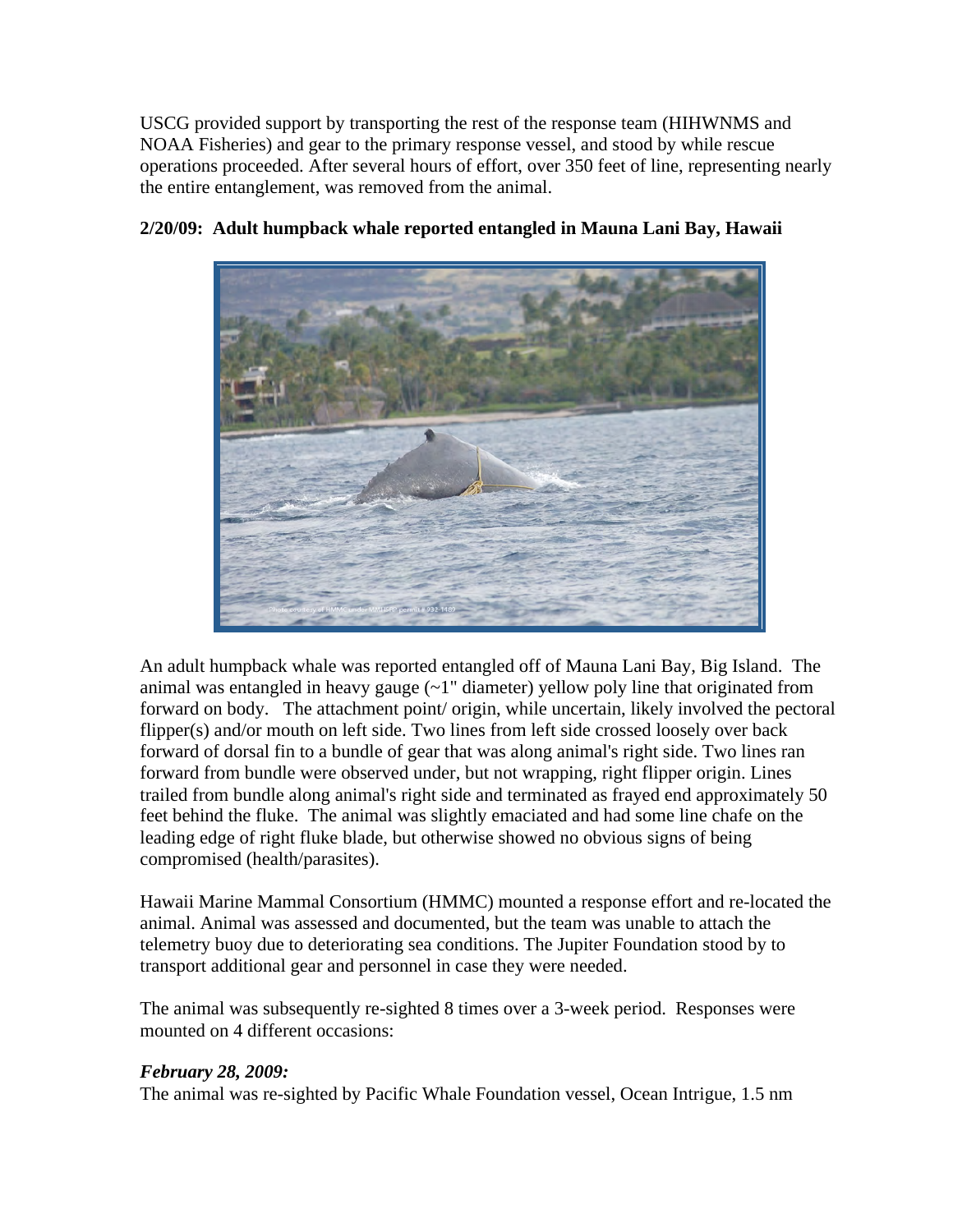USCG provided support by transporting the rest of the response team (HIHWNMS and NOAA Fisheries) and gear to the primary response vessel, and stood by while rescue operations proceeded. After several hours of effort, over 350 feet of line, representing nearly the entire entanglement, was removed from the animal.

**2/20/09: Adult humpback whale reported entangled in Mauna Lani Bay, Hawaii**

An adult humpback whale was reported entangled off of Mauna Lani Bay, Big Island. The animal was entangled in heavy gauge (~1" diameter) yellow poly line that originated from forward on body. The attachment point/ origin, while uncertain, likely involved the pectoral flipper(s) and/or mouth on left side. Two lines from left side crossed loosely over back forward of dorsal fin to a bundle of gear that was along animal's right side. Two lines ran forward from bundle were observed under, but not wrapping, right flipper origin. Lines trailed from bundle along animal's right side and terminated as frayed end approximately 50 feet behind the fluke. The animal was slightly emaciated and had some line chafe on the leading edge of right fluke blade, but otherwise showed no obvious signs of being compromised (health/parasites).

Hawaii Marine Mammal Consortium (HMMC) mounted a response effort and re-located the animal. Animal was assessed and documented, but the team was unable to attach the telemetry buoy due to deteriorating sea conditions. The Jupiter Foundation stood by to transport additional gear and personnel in case they were needed.

The animal was subsequently re-sighted 8 times over a 3-week period. Responses were mounted on 4 different occasions:

***February 28, 2009:***
The animal was re-sighted by Pacific Whale Foundation vessel, Ocean Intrigue, 1.5 nm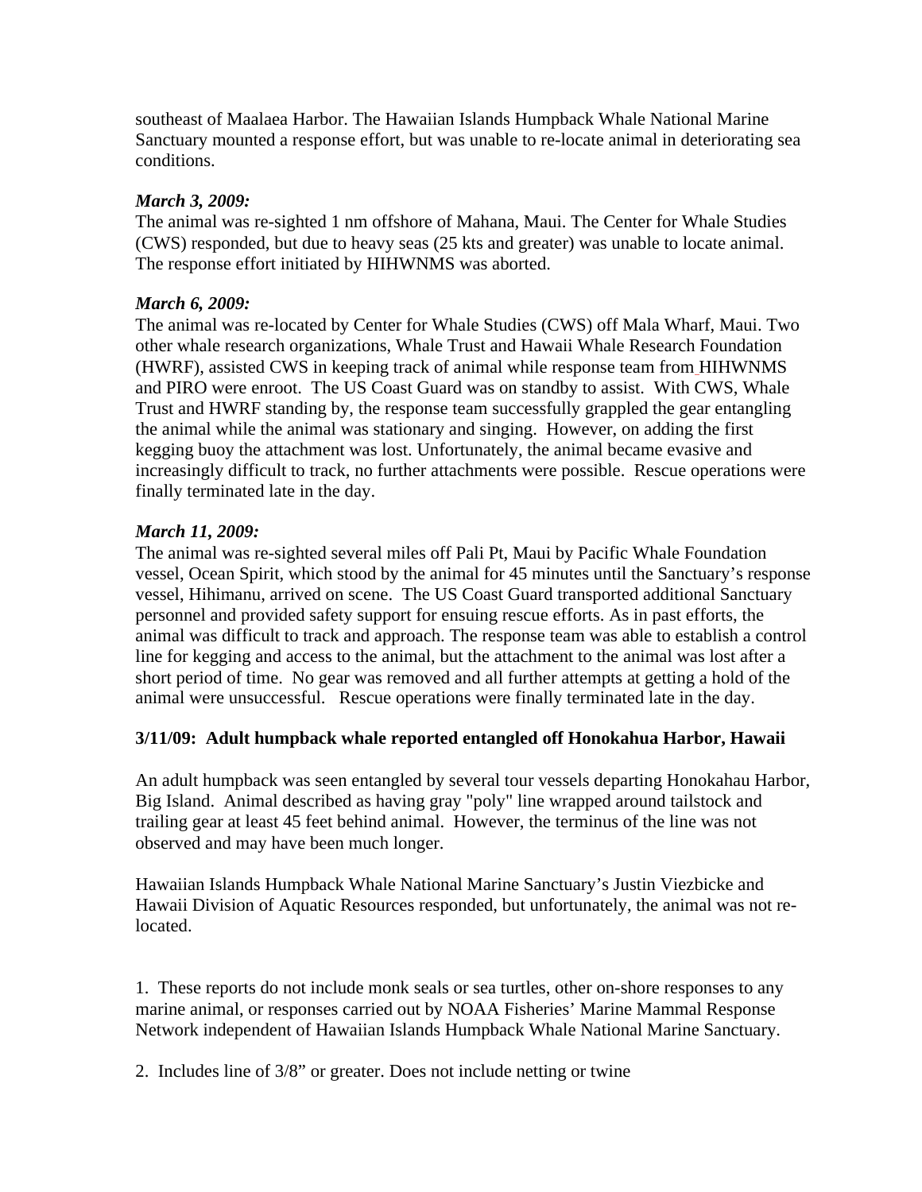southeast of Maalaea Harbor. The Hawaiian Islands Humpback Whale National Marine Sanctuary mounted a response effort, but was unable to re-locate animal in deteriorating sea conditions.

***March 3, 2009:***
The animal was re-sighted 1 nm offshore of Mahana, Maui. The Center for Whale Studies (CWS) responded, but due to heavy seas (25 kts and greater) was unable to locate animal. The response effort initiated by HIHWNMS was aborted.

***March 6, 2009:***
The animal was re-located by Center for Whale Studies (CWS) off Mala Wharf, Maui. Two other whale research organizations, Whale Trust and Hawaii Whale Research Foundation (HWRF), assisted CWS in keeping track of animal while response team from HIHWNMS and PIRO were enroot. The US Coast Guard was on standby to assist. With CWS, Whale Trust and HWRF standing by, the response team successfully grappled the gear entangling the animal while the animal was stationary and singing. However, on adding the first kegging buoy the attachment was lost. Unfortunately, the animal became evasive and increasingly difficult to track, no further attachments were possible. Rescue operations were finally terminated late in the day.

***March 11, 2009:***
The animal was re-sighted several miles off Pali Pt, Maui by Pacific Whale Foundation vessel, Ocean Spirit, which stood by the animal for 45 minutes until the Sanctuary's response vessel, Hihimanu, arrived on scene. The US Coast Guard transported additional Sanctuary personnel and provided safety support for ensuing rescue efforts. As in past efforts, the animal was difficult to track and approach. The response team was able to establish a control line for kegging and access to the animal, but the attachment to the animal was lost after a short period of time. No gear was removed and all further attempts at getting a hold of the animal were unsuccessful. Rescue operations were finally terminated late in the day.

**3/11/09: Adult humpback whale reported entangled off Honokahua Harbor, Hawaii**

An adult humpback was seen entangled by several tour vessels departing Honokahau Harbor, Big Island. Animal described as having gray "poly" line wrapped around tailstock and trailing gear at least 45 feet behind animal. However, the terminus of the line was not observed and may have been much longer.

Hawaiian Islands Humpback Whale National Marine Sanctuary's Justin Viezbicke and Hawaii Division of Aquatic Resources responded, but unfortunately, the animal was not re-located.

1. These reports do not include monk seals or sea turtles, other on-shore responses to any marine animal, or responses carried out by NOAA Fisheries' Marine Mammal Response Network independent of Hawaiian Islands Humpback Whale National Marine Sanctuary.

2. Includes line of 3/8" or greater. Does not include netting or twine